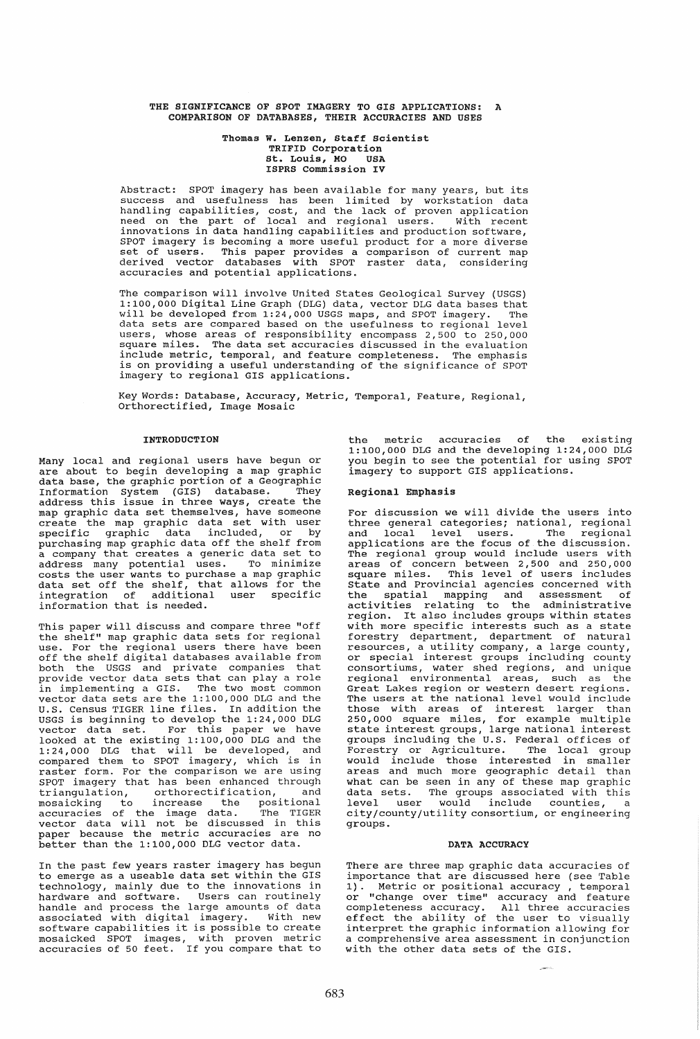# THE SIGNIFICANCE OF SPOT IMAGERY TO GIS APPLICATIONS: A COMPARISON OF DATABASES, THEIR ACCURACIES AND USES

**Thomas W. Lenzen, Staff Scientist**
**TRIFID Corporation**
**St. Louis, MO USA**
**ISPRS Commission IV**

Abstract: SPOT imagery has been available for many years, but its success and usefulness has been limited by workstation data handling capabilities, cost, and the lack of proven application need on the part of local and regional users. With recent innovations in data handling capabilities and production software, SPOT imagery is becoming a more useful product for a more diverse set of users. This paper provides a comparison of current map derived vector databases with SPOT raster data, considering accuracies and potential applications.

The comparison will involve United States Geological Survey (USGS) 1:100,000 Digital Line Graph (DLG) data, vector DLG data bases that will be developed from 1:24,000 USGS maps, and SPOT imagery. The data sets are compared based on the usefulness to regional level users, whose areas of responsibility encompass 2,500 to 250,000 square miles. The data set accuracies discussed in the evaluation include metric, temporal, and feature completeness. The emphasis is on providing a useful understanding of the significance of SPOT imagery to regional GIS applications.

Key Words: Database, Accuracy, Metric, Temporal, Feature, Regional, Orthorectified, Image Mosaic

## INTRODUCTION

Many local and regional users have begun or are about to begin developing a map graphic data base, the graphic portion of a Geographic Information System (GIS) database. They address this issue in three ways, create the map graphic data set themselves, have someone create the map graphic data set with user specific graphic data included, or by purchasing map graphic data off the shelf from a company that creates a generic data set to address many potential uses. To minimize costs the user wants to purchase a map graphic data set off the shelf, that allows for the integration of additional user specific information that is needed.

This paper will discuss and compare three "off the shelf" map graphic data sets for regional use. For the regional users there have been off the shelf digital databases available from both the USGS and private companies that provide vector data sets that can play a role in implementing a GIS. The two most common vector data sets are the 1:100,000 DLG and the U.S. Census TIGER line files. In addition the USGS is beginning to develop the 1:24,000 DLG vector data set. For this paper we have looked at the existing 1:100,000 DLG and the 1:24,000 DLG that will be developed, and compared them to SPOT imagery, which is in raster form. For the comparison we are using SPOT imagery that has been enhanced through triangulation, orthorectification, and mosaicking to increase the positional accuracies of the image data. The TIGER vector data will not be discussed in this paper because the metric accuracies are no better than the 1:100,000 DLG vector data.

In the past few years raster imagery has begun to emerge as a useable data set within the GIS technology, mainly due to the innovations in hardware and software. Users can routinely handle and process the large amounts of data associated with digital imagery. With new software capabilities it is possible to create mosaicked SPOT images, with proven metric accuracies of 50 feet. If you compare that to the metric accuracies of the existing 1:100,000 DLG and the developing 1:24,000 DLG you begin to see the potential for using SPOT imagery to support GIS applications.

### Regional Emphasis

For discussion we will divide the users into three general categories; national, regional and local level users. The regional applications are the focus of the discussion. The regional group would include users with areas of concern between 2,500 and 250,000 square miles. This level of users includes State and Provincial agencies concerned with the spatial mapping and assessment of activities relating to the administrative region. It also includes groups within states with more specific interests such as a state forestry department, department of natural resources, a utility company, a large county, or special interest groups including county consortiums, water shed regions, and unique regional environmental areas, such as the Great Lakes region or western desert regions. The users at the national level would include those with areas of interest larger than 250,000 square miles, for example multiple state interest groups, large national interest groups including the U.S. Federal offices of Forestry or Agriculture. The local group would include those interested in smaller areas and much more geographic detail than what can be seen in any of these map graphic data sets. The groups associated with this level user would include counties, a city/county/utility consortium, or engineering groups.

## DATA ACCURACY

There are three map graphic data accuracies of importance that are discussed here (see Table 1). Metric or positional accuracy , temporal or "change over time" accuracy and feature completeness accuracy. All three accuracies effect the ability of the user to visually interpret the graphic information allowing for a comprehensive area assessment in conjunction with the other data sets of the GIS.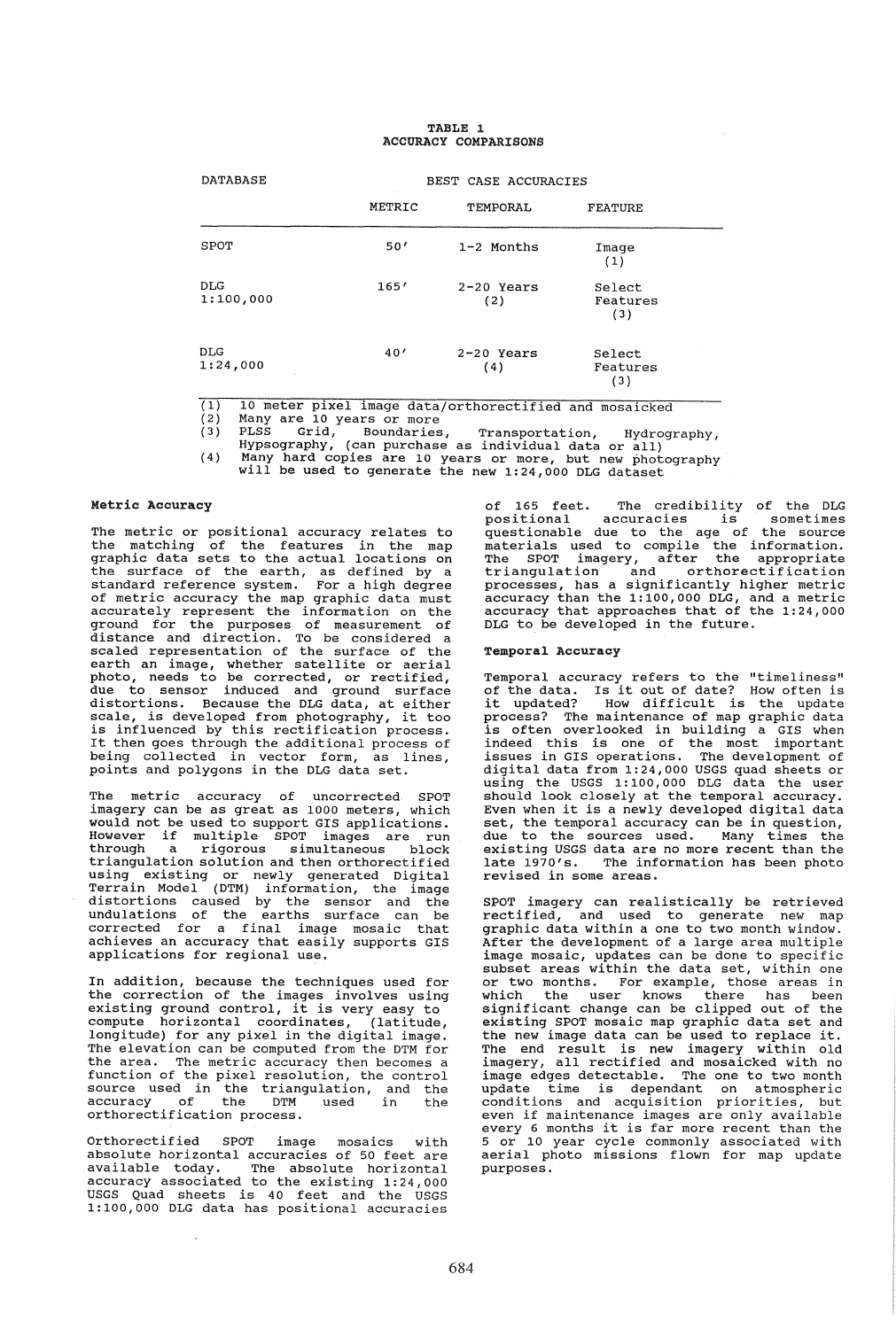**TABLE 1**
**ACCURACY COMPARISONS**

| DATABASE | BEST CASE ACCURACIES | | |
|---|---|---|---|
| | METRIC | TEMPORAL | FEATURE |
| SPOT | 50' | 1-2 Months | Image (1) |
| DLG 1:100,000 | 165' | 2-20 Years (2) | Select Features (3) |
| DLG 1:24,000 | 40' | 2-20 Years (4) | Select Features (3) |

(1) 10 meter pixel image data/orthorectified and mosaicked
(2) Many are 10 years or more
(3) PLSS Grid, Boundaries, Transportation, Hydrography, Hypsography, (can purchase as individual data or all)
(4) Many hard copies are 10 years or more, but new photography will be used to generate the new 1:24,000 DLG dataset

**Metric Accuracy**

The metric or positional accuracy relates to the matching of the features in the map graphic data sets to the actual locations on the surface of the earth, as defined by a standard reference system. For a high degree of metric accuracy the map graphic data must accurately represent the information on the ground for the purposes of measurement of distance and direction. To be considered a scaled representation of the surface of the earth an image, whether satellite or aerial photo, needs to be corrected, or rectified, due to sensor induced and ground surface distortions. Because the DLG data, at either scale, is developed from photography, it too is influenced by this rectification process. It then goes through the additional process of being collected in vector form, as lines, points and polygons in the DLG data set.

The metric accuracy of uncorrected SPOT imagery can be as great as 1000 meters, which would not be used to support GIS applications. However if multiple SPOT images are run through a rigorous simultaneous block triangulation solution and then orthorectified using existing or newly generated Digital Terrain Model (DTM) information, the image distortions caused by the sensor and the undulations of the earths surface can be corrected for a final image mosaic that achieves an accuracy that easily supports GIS applications for regional use.

In addition, because the techniques used for the correction of the images involves using existing ground control, it is very easy to compute horizontal coordinates, (latitude, longitude) for any pixel in the digital image. The elevation can be computed from the DTM for the area. The metric accuracy then becomes a function of the pixel resolution, the control source used in the triangulation, and the accuracy of the DTM used in the orthorectification process.

Orthorectified SPOT image mosaics with absolute horizontal accuracies of 50 feet are available today. The absolute horizontal accuracy associated to the existing 1:24,000 USGS Quad sheets is 40 feet and the USGS 1:100,000 DLG data has positional accuracies of 165 feet. The credibility of the DLG positional accuracies is sometimes questionable due to the age of the source materials used to compile the information. The SPOT imagery, after the appropriate triangulation and orthorectification processes, has a significantly higher metric accuracy than the 1:100,000 DLG, and a metric accuracy that approaches that of the 1:24,000 DLG to be developed in the future.

**Temporal Accuracy**

Temporal accuracy refers to the "timeliness" of the data. Is it out of date? How often is it updated? How difficult is the update process? The maintenance of map graphic data is often overlooked in building a GIS when indeed this is one of the most important issues in GIS operations. The development of digital data from 1:24,000 USGS quad sheets or using the USGS 1:100,000 DLG data the user should look closely at the temporal accuracy. Even when it is a newly developed digital data set, the temporal accuracy can be in question, due to the sources used. Many times the existing USGS data are no more recent than the late 1970's. The information has been photo revised in some areas.

SPOT imagery can realistically be retrieved rectified, and used to generate new map graphic data within a one to two month window. After the development of a large area multiple image mosaic, updates can be done to specific subset areas within the data set, within one or two months. For example, those areas in which the user knows there has been significant change can be clipped out of the existing SPOT mosaic map graphic data set and the new image data can be used to replace it. The end result is new imagery within old imagery, all rectified and mosaicked with no image edges detectable. The one to two month update time is dependant on atmospheric conditions and acquisition priorities, but even if maintenance images are only available every 6 months it is far more recent than the 5 or 10 year cycle commonly associated with aerial photo missions flown for map update purposes.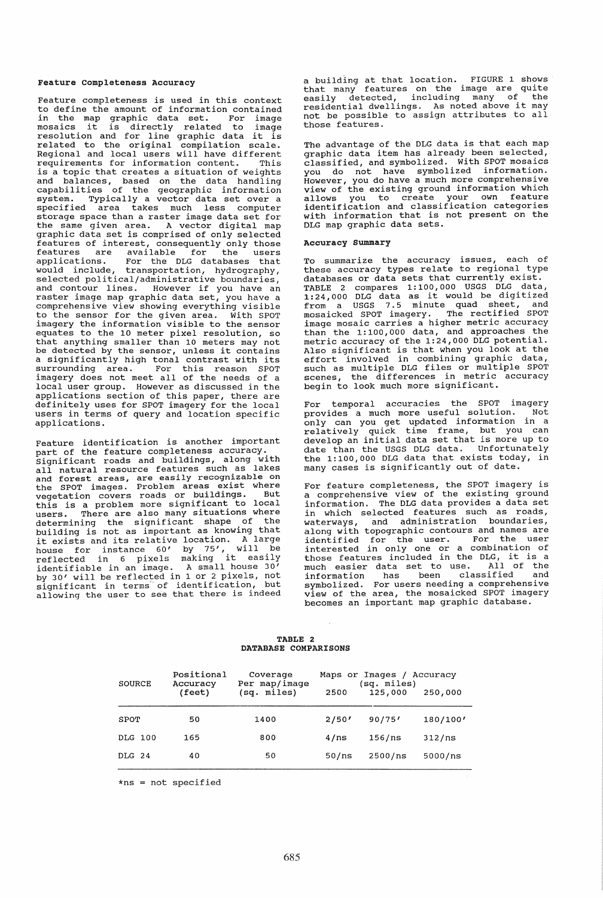### Feature Completeness Accuracy

Feature completeness is used in this context to define the amount of information contained in the map graphic data set. For image mosaics it is directly related to image resolution and for line graphic data it is related to the original compilation scale. Regional and local users will have different requirements for information content. This is a topic that creates a situation of weights and balances, based on the data handling capabilities of the geographic information system. Typically a vector data set over a specified area takes much less computer storage space than a raster image data set for the same given area. A vector digital map graphic data set is comprised of only selected features of interest, consequently only those features are available for the users applications. For the DLG databases that would include, transportation, hydrography, selected political/administrative boundaries, and contour lines. However if you have an raster image map graphic data set, you have a comprehensive view showing everything visible to the sensor for the given area. With SPOT imagery the information visible to the sensor equates to the 10 meter pixel resolution, so that anything smaller than 10 meters may not be detected by the sensor, unless it contains a significantly high tonal contrast with its surrounding area. For this reason SPOT imagery does not meet all of the needs of a local user group. However as discussed in the applications section of this paper, there are definitely uses for SPOT imagery for the local users in terms of query and location specific applications.

Feature identification is another important part of the feature completeness accuracy. Significant roads and buildings, along with all natural resource features such as lakes and forest areas, are easily recognizable on the SPOT images. Problem areas exist where vegetation covers roads or buildings. But this is a problem more significant to local users. There are also many situations where determining the significant shape of the building is not as important as knowing that it exists and its relative location. A large house for instance 60' by 75', will be reflected in 6 pixels making it easily identifiable in an image. A small house 30' by 30' will be reflected in 1 or 2 pixels, not significant in terms of identification, but allowing the user to see that there is indeed a building at that location. FIGURE 1 shows that many features on the image are quite easily detected, including many of the residential dwellings. As noted above it may not be possible to assign attributes to all those features.

The advantage of the DLG data is that each map graphic data item has already been selected, classified, and symbolized. With SPOT mosaics you do not have symbolized information. However, you do have a much more comprehensive view of the existing ground information which allows you to create your own feature identification and classification categories with information that is not present on the DLG map graphic data sets.

### Accuracy Summary

To summarize the accuracy issues, each of these accuracy types relate to regional type databases or data sets that currently exist. TABLE 2 compares 1:100,000 USGS DLG data, 1:24,000 DLG data as it would be digitized from a USGS 7.5 minute quad sheet, and mosaicked SPOT imagery. The rectified SPOT image mosaic carries a higher metric accuracy than the 1:100,000 data, and approaches the metric accuracy of the 1:24,000 DLG potential. Also significant is that when you look at the effort involved in combining graphic data, such as multiple DLG files or multiple SPOT scenes, the differences in metric accuracy begin to look much more significant.

For temporal accuracies the SPOT imagery provides a much more useful solution. Not only can you get updated information in a relatively quick time frame, but you can develop an initial data set that is more up to date than the USGS DLG data. Unfortunately the 1:100,000 DLG data that exists today, in many cases is significantly out of date.

For feature completeness, the SPOT imagery is a comprehensive view of the existing ground information. The DLG data provides a data set in which selected features such as roads, waterways, and administration boundaries, along with topographic contours and names are identified for the user. For the user interested in only one or a combination of those features included in the DLG, it is a much easier data set to use. All of the information has been classified and symbolized. For users needing a comprehensive view of the area, the mosaicked SPOT imagery becomes an important map graphic database.

**TABLE 2**
**DATABASE COMPARISONS**

| SOURCE | Positional Accuracy (feet) | Coverage Per map/image (sq. miles) | Maps or Images / Accuracy (sq. miles) 2500 | 125,000 | 250,000 |
|---|---|---|---|---|---|
| SPOT | 50 | 1400 | 2/50' | 90/75' | 180/100' |
| DLG 100 | 165 | 800 | 4/ns | 156/ns | 312/ns |
| DLG 24 | 40 | 50 | 50/ns | 2500/ns | 5000/ns |

*ns = not specified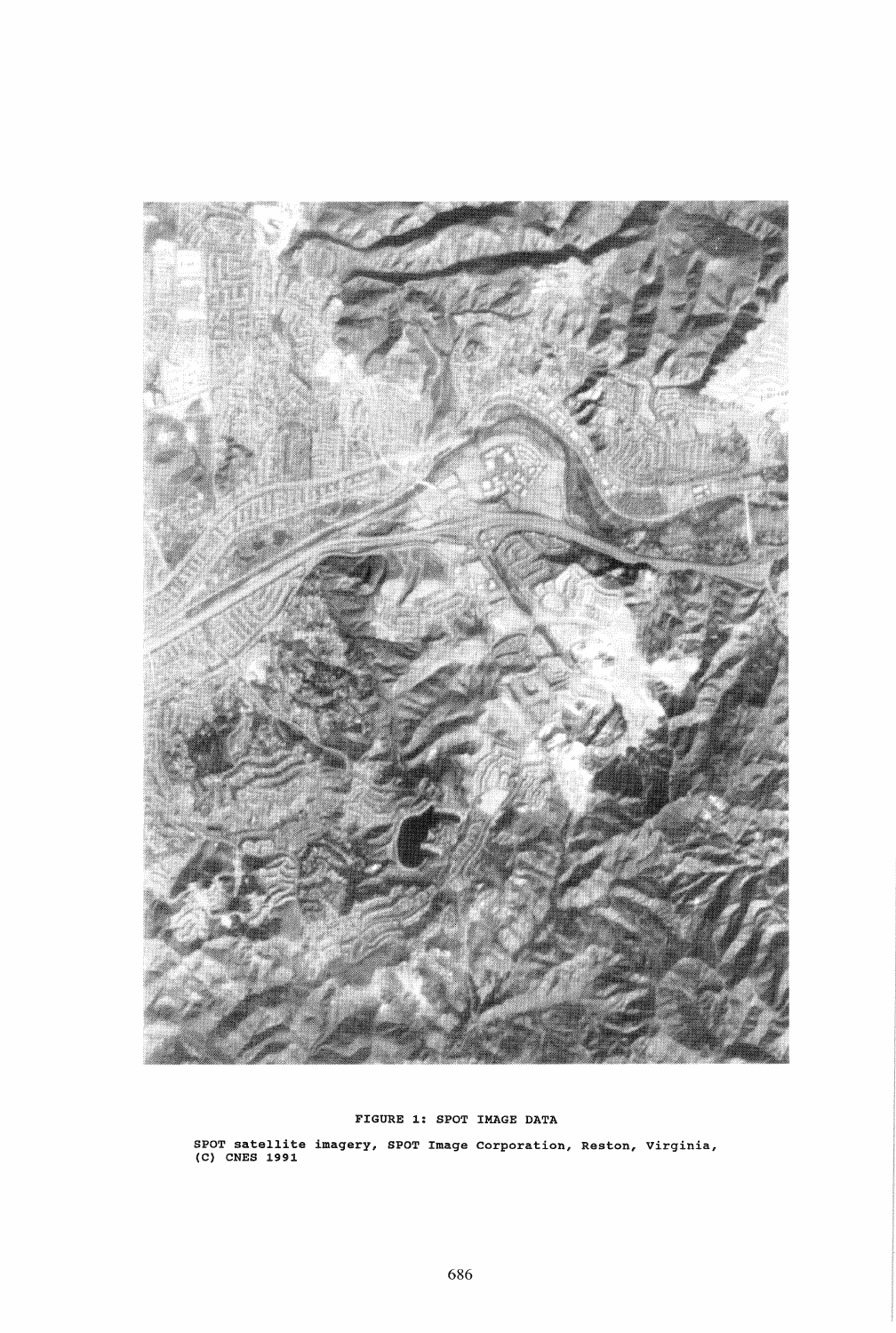FIGURE 1: SPOT IMAGE DATA

SPOT satellite imagery, SPOT Image Corporation, Reston, Virginia, (C) CNES 1991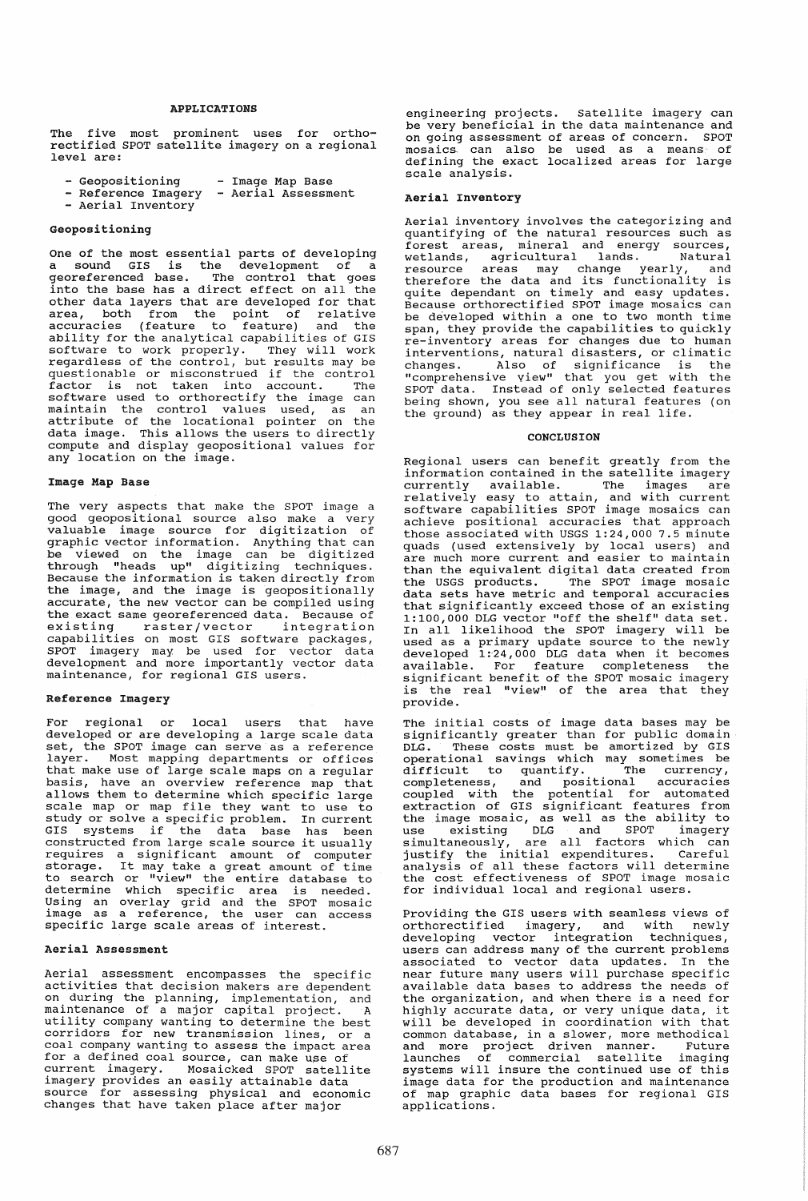## APPLICATIONS

The five most prominent uses for orthorectified SPOT satellite imagery on a regional level are:

- Geopositioning
- Reference Imagery
- Aerial Inventory
- Image Map Base
- Aerial Assessment

### Geopositioning

One of the most essential parts of developing a sound GIS is the development of a georeferenced base. The control that goes into the base has a direct effect on all the other data layers that are developed for that area, both from the point of relative accuracies (feature to feature) and the ability for the analytical capabilities of GIS software to work properly. They will work regardless of the control, but results may be questionable or misconstrued if the control factor is not taken into account. The software used to orthorectify the image can maintain the control values used, as an attribute of the locational pointer on the data image. This allows the users to directly compute and display geopositional values for any location on the image.

### Image Map Base

The very aspects that make the SPOT image a good geopositional source also make a very valuable image source for digitization of graphic vector information. Anything that can be viewed on the image can be digitized through "heads up" digitizing techniques. Because the information is taken directly from the image, and the image is geopositionally accurate, the new vector can be compiled using the exact same georeferenced data. Because of existing raster/vector integration capabilities on most GIS software packages, SPOT imagery may be used for vector data development and more importantly vector data maintenance, for regional GIS users.

### Reference Imagery

For regional or local users that have developed or are developing a large scale data set, the SPOT image can serve as a reference layer. Most mapping departments or offices that make use of large scale maps on a regular basis, have an overview reference map that allows them to determine which specific large scale map or map file they want to use to study or solve a specific problem. In current GIS systems if the data base has been constructed from large scale source it usually requires a significant amount of computer storage. It may take a great amount of time to search or "view" the entire database to determine which specific area is needed. Using an overlay grid and the SPOT mosaic image as a reference, the user can access specific large scale areas of interest.

### Aerial Assessment

Aerial assessment encompasses the specific activities that decision makers are dependent on during the planning, implementation, and maintenance of a major capital project. A utility company wanting to determine the best corridors for new transmission lines, or a coal company wanting to assess the impact area for a defined coal source, can make use of current imagery. Mosaicked SPOT satellite imagery provides an easily attainable data source for assessing physical and economic changes that have taken place after major engineering projects. Satellite imagery can be very beneficial in the data maintenance and on going assessment of areas of concern. SPOT mosaics can also be used as a means of defining the exact localized areas for large scale analysis.

### Aerial Inventory

Aerial inventory involves the categorizing and quantifying of the natural resources such as forest areas, mineral and energy sources, wetlands, agricultural lands. Natural resource areas may change yearly, and therefore the data and its functionality is quite dependant on timely and easy updates. Because orthorectified SPOT image mosaics can be developed within a one to two month time span, they provide the capabilities to quickly re-inventory areas for changes due to human interventions, natural disasters, or climatic changes. Also of significance is the "comprehensive view" that you get with the SPOT data. Instead of only selected features being shown, you see all natural features (on the ground) as they appear in real life.

## CONCLUSION

Regional users can benefit greatly from the information contained in the satellite imagery currently available. The images are relatively easy to attain, and with current software capabilities SPOT image mosaics can achieve positional accuracies that approach those associated with USGS 1:24,000 7.5 minute quads (used extensively by local users) and are much more current and easier to maintain than the equivalent digital data created from the USGS products. The SPOT image mosaic data sets have metric and temporal accuracies that significantly exceed those of an existing 1:100,000 DLG vector "off the shelf" data set. In all likelihood the SPOT imagery will be used as a primary update source to the newly developed 1:24,000 DLG data when it becomes available. For feature completeness the significant benefit of the SPOT mosaic imagery is the real "view" of the area that they provide.

The initial costs of image data bases may be significantly greater than for public domain DLG. These costs must be amortized by GIS operational savings which may sometimes be difficult to quantify. The currency, completeness, and positional accuracies coupled with the potential for automated extraction of GIS significant features from the image mosaic, as well as the ability to use existing DLG and SPOT imagery simultaneously, are all factors which can justify the initial expenditures. Careful analysis of all these factors will determine the cost effectiveness of SPOT image mosaic for individual local and regional users.

Providing the GIS users with seamless views of orthorectified imagery, and with newly developing vector integration techniques, users can address many of the current problems associated to vector data updates. In the near future many users will purchase specific available data bases to address the needs of the organization, and when there is a need for highly accurate data, or very unique data, it will be developed in coordination with that common database, in a slower, more methodical and more project driven manner. Future launches of commercial satellite imaging systems will insure the continued use of this image data for the production and maintenance of map graphic data bases for regional GIS applications.